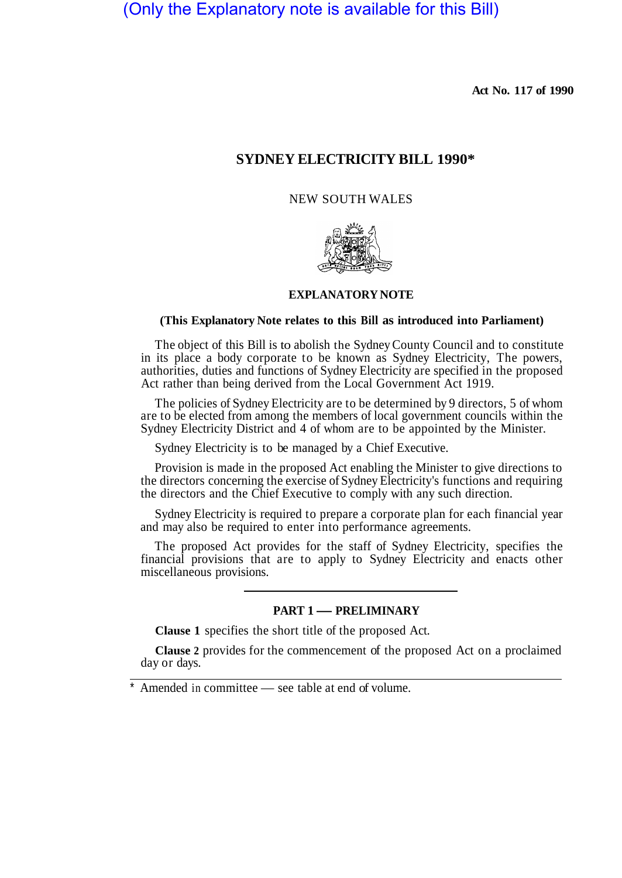(Only the Explanatory note is available for this Bill)

**Act No. 117 of 1990**

# SYDNEY ELECTRICITY BILL 1990*

NEW SOUTH WALES

## EXPLANATORY NOTE

**(This Explanatory Note relates to this Bill as introduced into Parliament)**

The object of this Bill is to abolish the Sydney County Council and to constitute in its place a body corporate to be known as Sydney Electricity, The powers, authorities, duties and functions of Sydney Electricity are specified in the proposed Act rather than being derived from the Local Government Act 1919.

The policies of Sydney Electricity are to be determined by 9 directors, 5 of whom are to be elected from among the members of local government councils within the Sydney Electricity District and 4 of whom are to be appointed by the Minister.

Sydney Electricity is to be managed by a Chief Executive.

Provision is made in the proposed Act enabling the Minister to give directions to the directors concerning the exercise of Sydney Electricity's functions and requiring the directors and the Chief Executive to comply with any such direction.

Sydney Electricity is required to prepare a corporate plan for each financial year and may also be required to enter into performance agreements.

The proposed Act provides for the staff of Sydney Electricity, specifies the financial provisions that are to apply to Sydney Electricity and enacts other miscellaneous provisions.

---

### PART 1 — PRELIMINARY

**Clause 1** specifies the short title of the proposed Act.

**Clause 2** provides for the commencement of the proposed Act on a proclaimed day or days.

---

\* Amended in committee — see table at end of volume.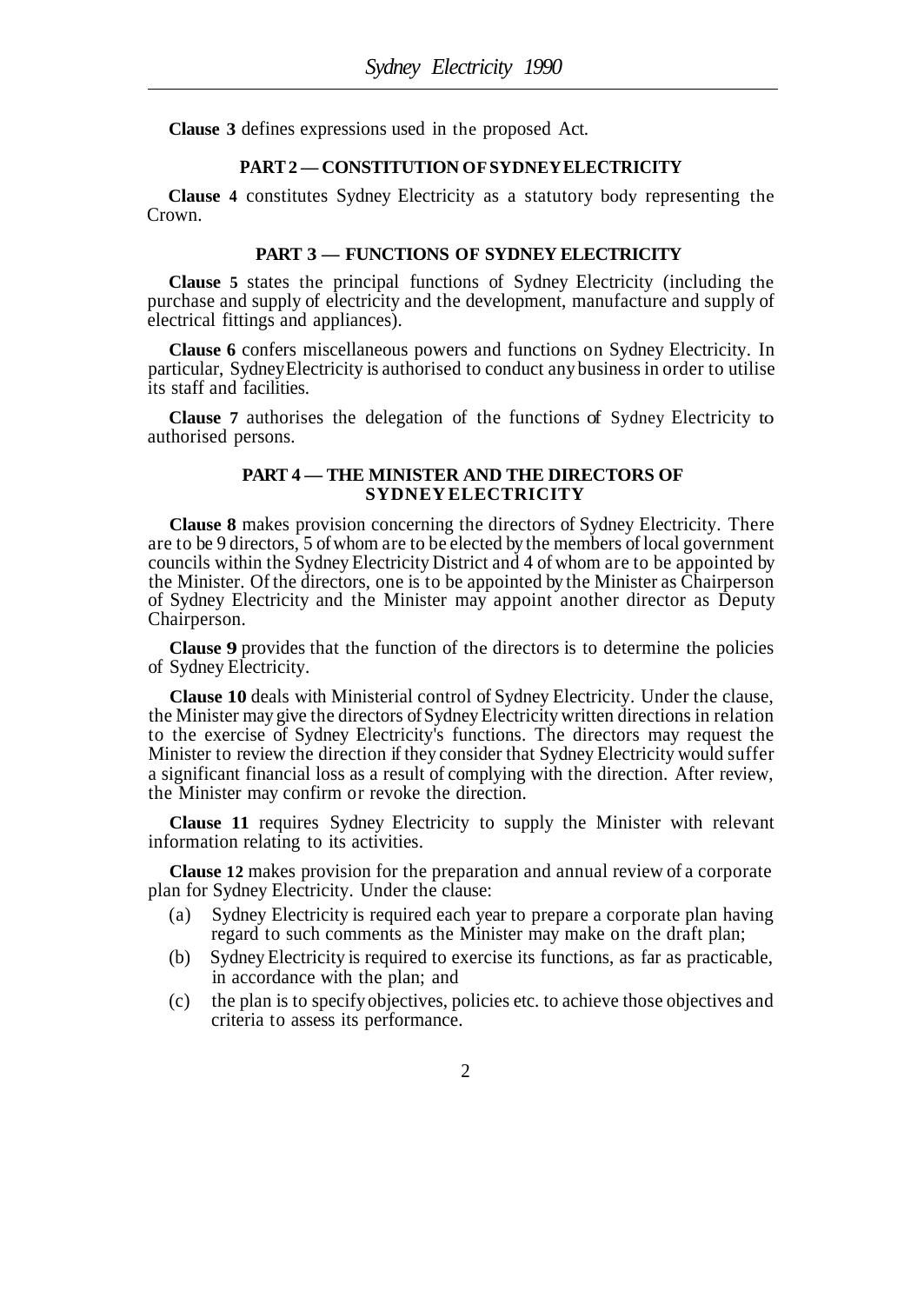**Clause 3** defines expressions used in the proposed Act.

## PART 2 — CONSTITUTION OF SYDNEY ELECTRICITY

**Clause 4** constitutes Sydney Electricity as a statutory body representing the Crown.

## PART 3 — FUNCTIONS OF SYDNEY ELECTRICITY

**Clause 5** states the principal functions of Sydney Electricity (including the purchase and supply of electricity and the development, manufacture and supply of electrical fittings and appliances).

**Clause 6** confers miscellaneous powers and functions on Sydney Electricity. In particular, Sydney Electricity is authorised to conduct any business in order to utilise its staff and facilities.

**Clause 7** authorises the delegation of the functions of Sydney Electricity to authorised persons.

## PART 4 — THE MINISTER AND THE DIRECTORS OF SYDNEY ELECTRICITY

**Clause 8** makes provision concerning the directors of Sydney Electricity. There are to be 9 directors, 5 of whom are to be elected by the members of local government councils within the Sydney Electricity District and 4 of whom are to be appointed by the Minister. Of the directors, one is to be appointed by the Minister as Chairperson of Sydney Electricity and the Minister may appoint another director as Deputy Chairperson.

**Clause 9** provides that the function of the directors is to determine the policies of Sydney Electricity.

**Clause 10** deals with Ministerial control of Sydney Electricity. Under the clause, the Minister may give the directors of Sydney Electricity written directions in relation to the exercise of Sydney Electricity's functions. The directors may request the Minister to review the direction if they consider that Sydney Electricity would suffer a significant financial loss as a result of complying with the direction. After review, the Minister may confirm or revoke the direction.

**Clause 11** requires Sydney Electricity to supply the Minister with relevant information relating to its activities.

**Clause 12** makes provision for the preparation and annual review of a corporate plan for Sydney Electricity. Under the clause:

(a) Sydney Electricity is required each year to prepare a corporate plan having regard to such comments as the Minister may make on the draft plan;

(b) Sydney Electricity is required to exercise its functions, as far as practicable, in accordance with the plan; and

(c) the plan is to specify objectives, policies etc. to achieve those objectives and criteria to assess its performance.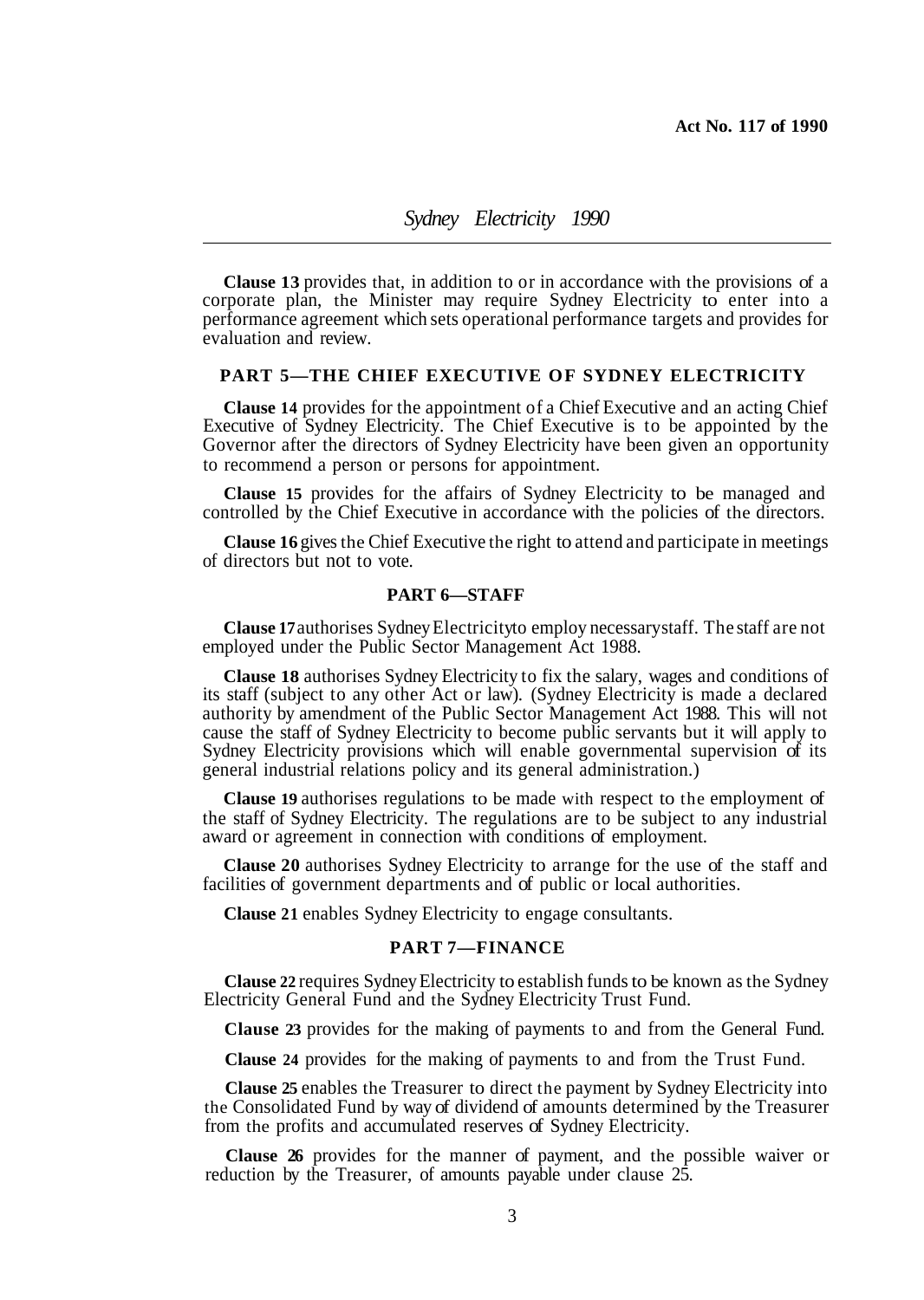**Clause 13** provides that, in addition to or in accordance with the provisions of a corporate plan, the Minister may require Sydney Electricity to enter into a performance agreement which sets operational performance targets and provides for evaluation and review.

## PART 5—THE CHIEF EXECUTIVE OF SYDNEY ELECTRICITY

**Clause 14** provides for the appointment of a Chief Executive and an acting Chief Executive of Sydney Electricity. The Chief Executive is to be appointed by the Governor after the directors of Sydney Electricity have been given an opportunity to recommend a person or persons for appointment.

**Clause 15** provides for the affairs of Sydney Electricity to be managed and controlled by the Chief Executive in accordance with the policies of the directors.

**Clause 16** gives the Chief Executive the right to attend and participate in meetings of directors but not to vote.

## PART 6—STAFF

**Clause 17** authorises Sydney Electricity to employ necessary staff. The staff are not employed under the Public Sector Management Act 1988.

**Clause 18** authorises Sydney Electricity to fix the salary, wages and conditions of its staff (subject to any other Act or law). (Sydney Electricity is made a declared authority by amendment of the Public Sector Management Act 1988. This will not cause the staff of Sydney Electricity to become public servants but it will apply to Sydney Electricity provisions which will enable governmental supervision of its general industrial relations policy and its general administration.)

**Clause 19** authorises regulations to be made with respect to the employment of the staff of Sydney Electricity. The regulations are to be subject to any industrial award or agreement in connection with conditions of employment.

**Clause 20** authorises Sydney Electricity to arrange for the use of the staff and facilities of government departments and of public or local authorities.

**Clause 21** enables Sydney Electricity to engage consultants.

## PART 7—FINANCE

**Clause 22** requires Sydney Electricity to establish funds to be known as the Sydney Electricity General Fund and the Sydney Electricity Trust Fund.

**Clause 23** provides for the making of payments to and from the General Fund.

**Clause 24** provides for the making of payments to and from the Trust Fund.

**Clause 25** enables the Treasurer to direct the payment by Sydney Electricity into the Consolidated Fund by way of dividend of amounts determined by the Treasurer from the profits and accumulated reserves of Sydney Electricity.

**Clause 26** provides for the manner of payment, and the possible waiver or reduction by the Treasurer, of amounts payable under clause 25.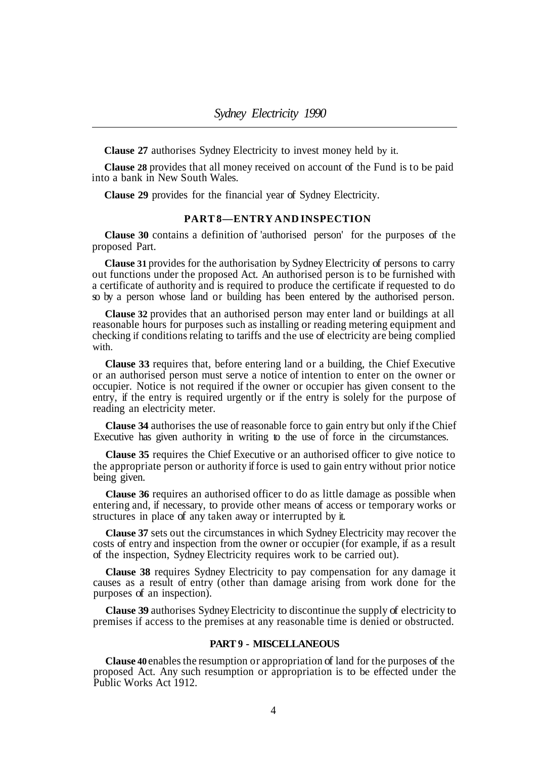**Clause 27** authorises Sydney Electricity to invest money held by it.

**Clause 28** provides that all money received on account of the Fund is to be paid into a bank in New South Wales.

**Clause 29** provides for the financial year of Sydney Electricity.

## PART 8—ENTRY AND INSPECTION

**Clause 30** contains a definition of 'authorised person' for the purposes of the proposed Part.

**Clause 31** provides for the authorisation by Sydney Electricity of persons to carry out functions under the proposed Act. An authorised person is to be furnished with a certificate of authority and is required to produce the certificate if requested to do so by a person whose land or building has been entered by the authorised person.

**Clause 32** provides that an authorised person may enter land or buildings at all reasonable hours for purposes such as installing or reading metering equipment and checking if conditions relating to tariffs and the use of electricity are being complied with.

**Clause 33** requires that, before entering land or a building, the Chief Executive or an authorised person must serve a notice of intention to enter on the owner or occupier. Notice is not required if the owner or occupier has given consent to the entry, if the entry is required urgently or if the entry is solely for the purpose of reading an electricity meter.

**Clause 34** authorises the use of reasonable force to gain entry but only if the Chief Executive has given authority in writing to the use of force in the circumstances.

**Clause 35** requires the Chief Executive or an authorised officer to give notice to the appropriate person or authority if force is used to gain entry without prior notice being given.

**Clause 36** requires an authorised officer to do as little damage as possible when entering and, if necessary, to provide other means of access or temporary works or structures in place of any taken away or interrupted by it.

**Clause 37** sets out the circumstances in which Sydney Electricity may recover the costs of entry and inspection from the owner or occupier (for example, if as a result of the inspection, Sydney Electricity requires work to be carried out).

**Clause 38** requires Sydney Electricity to pay compensation for any damage it causes as a result of entry (other than damage arising from work done for the purposes of an inspection).

**Clause 39** authorises Sydney Electricity to discontinue the supply of electricity to premises if access to the premises at any reasonable time is denied or obstructed.

## PART 9 - MISCELLANEOUS

**Clause 40** enables the resumption or appropriation of land for the purposes of the proposed Act. Any such resumption or appropriation is to be effected under the Public Works Act 1912.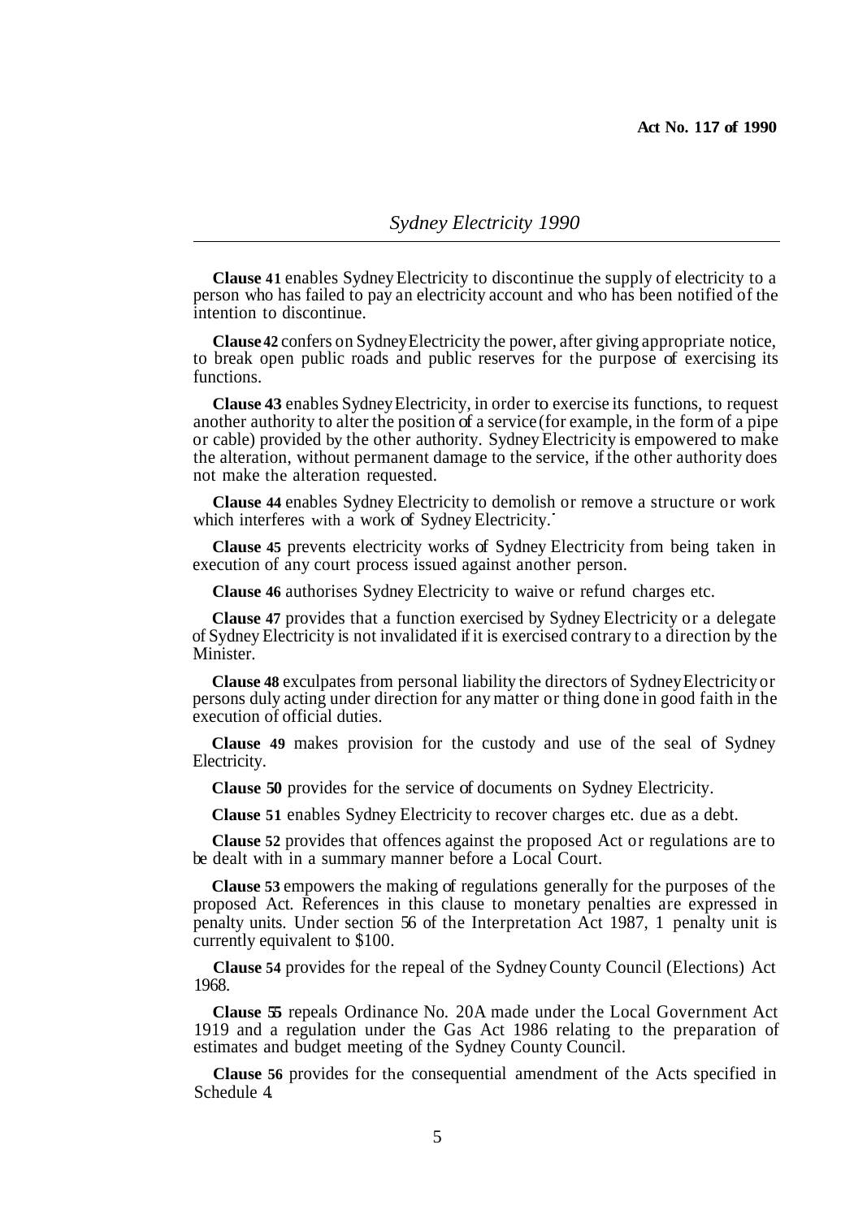**Clause 41** enables Sydney Electricity to discontinue the supply of electricity to a person who has failed to pay an electricity account and who has been notified of the intention to discontinue.

**Clause 42** confers on Sydney Electricity the power, after giving appropriate notice, to break open public roads and public reserves for the purpose of exercising its functions.

**Clause 43** enables Sydney Electricity, in order to exercise its functions, to request another authority to alter the position of a service (for example, in the form of a pipe or cable) provided by the other authority. Sydney Electricity is empowered to make the alteration, without permanent damage to the service, if the other authority does not make the alteration requested.

**Clause 44** enables Sydney Electricity to demolish or remove a structure or work which interferes with a work of Sydney Electricity.

**Clause 45** prevents electricity works of Sydney Electricity from being taken in execution of any court process issued against another person.

**Clause 46** authorises Sydney Electricity to waive or refund charges etc.

**Clause 47** provides that a function exercised by Sydney Electricity or a delegate of Sydney Electricity is not invalidated if it is exercised contrary to a direction by the Minister.

**Clause 48** exculpates from personal liability the directors of Sydney Electricity or persons duly acting under direction for any matter or thing done in good faith in the execution of official duties.

**Clause 49** makes provision for the custody and use of the seal of Sydney Electricity.

**Clause 50** provides for the service of documents on Sydney Electricity.

**Clause 51** enables Sydney Electricity to recover charges etc. due as a debt.

**Clause 52** provides that offences against the proposed Act or regulations are to be dealt with in a summary manner before a Local Court.

**Clause 53** empowers the making of regulations generally for the purposes of the proposed Act. References in this clause to monetary penalties are expressed in penalty units. Under section 56 of the Interpretation Act 1987, 1 penalty unit is currently equivalent to $100.

**Clause 54** provides for the repeal of the Sydney County Council (Elections) Act 1968.

**Clause 55** repeals Ordinance No. 20A made under the Local Government Act 1919 and a regulation under the Gas Act 1986 relating to the preparation of estimates and budget meeting of the Sydney County Council.

**Clause 56** provides for the consequential amendment of the Acts specified in Schedule 4.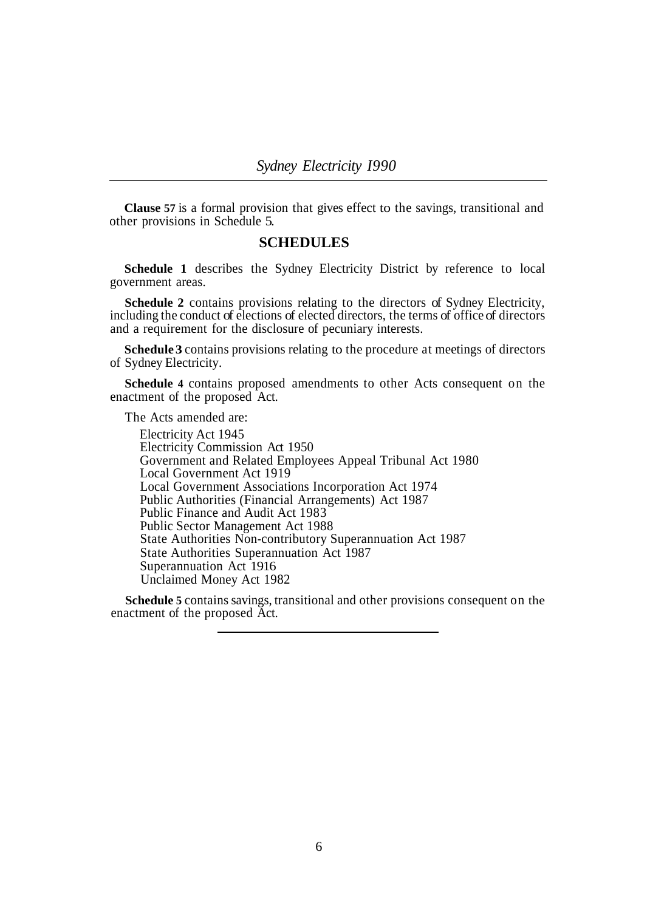**Clause 57** is a formal provision that gives effect to the savings, transitional and other provisions in Schedule 5.

## SCHEDULES

**Schedule 1** describes the Sydney Electricity District by reference to local government areas.

**Schedule 2** contains provisions relating to the directors of Sydney Electricity, including the conduct of elections of elected directors, the terms of office of directors and a requirement for the disclosure of pecuniary interests.

**Schedule 3** contains provisions relating to the procedure at meetings of directors of Sydney Electricity.

**Schedule 4** contains proposed amendments to other Acts consequent on the enactment of the proposed Act.

The Acts amended are:

- Electricity Act 1945
- Electricity Commission Act 1950
- Government and Related Employees Appeal Tribunal Act 1980
- Local Government Act 1919
- Local Government Associations Incorporation Act 1974
- Public Authorities (Financial Arrangements) Act 1987
- Public Finance and Audit Act 1983
- Public Sector Management Act 1988
- State Authorities Non-contributory Superannuation Act 1987
- State Authorities Superannuation Act 1987
- Superannuation Act 1916
- Unclaimed Money Act 1982

**Schedule 5** contains savings, transitional and other provisions consequent on the enactment of the proposed Act.